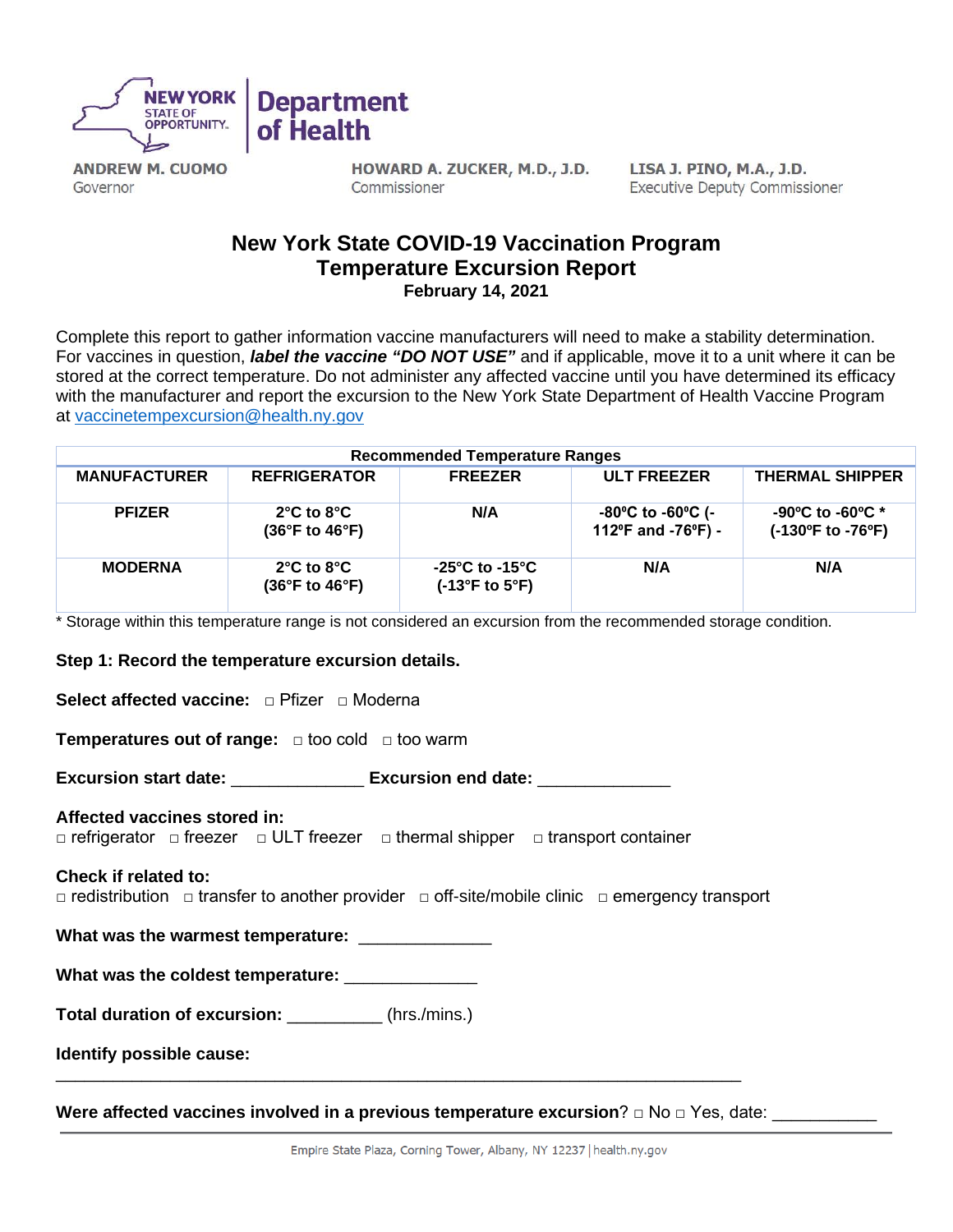**NEW YORK STATE OF OPPORTUNITY.** | **Department of Health**

**ANDREW M. CUOMO**
Governor

**HOWARD A. ZUCKER, M.D., J.D.**
Commissioner

**LISA J. PINO, M.A., J.D.**
Executive Deputy Commissioner

# New York State COVID-19 Vaccination Program
# Temperature Excursion Report

**February 14, 2021**

Complete this report to gather information vaccine manufacturers will need to make a stability determination. For vaccines in question, ***label the vaccine "DO NOT USE"*** and if applicable, move it to a unit where it can be stored at the correct temperature. Do not administer any affected vaccine until you have determined its efficacy with the manufacturer and report the excursion to the New York State Department of Health Vaccine Program at vaccinetempexcursion@health.ny.gov

| Recommended Temperature Ranges | | | | |
|---|---|---|---|---|
| **MANUFACTURER** | **REFRIGERATOR** | **FREEZER** | **ULT FREEZER** | **THERMAL SHIPPER** |
| **PFIZER** | **2°C to 8°C (36°F to 46°F)** | **N/A** | **-80ºC to -60ºC (-112ºF and -76ºF) -** | **-90ºC to -60ºC * (-130ºF to -76ºF)** |
| **MODERNA** | **2°C to 8°C (36°F to 46°F)** | **-25°C to -15°C (-13°F to 5°F)** | **N/A** | **N/A** |

* Storage within this temperature range is not considered an excursion from the recommended storage condition.

**Step 1: Record the temperature excursion details.**

**Select affected vaccine:** □ Pfizer □ Moderna

**Temperatures out of range:** □ too cold □ too warm

**Excursion start date:** ______________ **Excursion end date:** ______________

**Affected vaccines stored in:**
□ refrigerator □ freezer □ ULT freezer □ thermal shipper □ transport container

**Check if related to:**
□ redistribution □ transfer to another provider □ off-site/mobile clinic □ emergency transport

**What was the warmest temperature:** ______________

**What was the coldest temperature:** ______________

**Total duration of excursion:** __________ (hrs./mins.)

**Identify possible cause:**

___________________________________________________________________________

**Were affected vaccines involved in a previous temperature excursion?** □ No □ Yes, date: ___________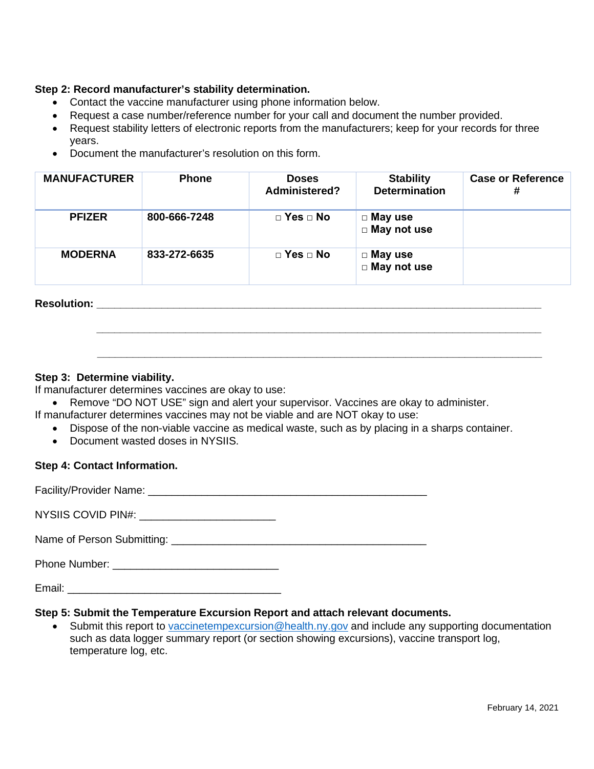**Step 2: Record manufacturer's stability determination.**

- Contact the vaccine manufacturer using phone information below.
- Request a case number/reference number for your call and document the number provided.
- Request stability letters of electronic reports from the manufacturers; keep for your records for three years.
- Document the manufacturer's resolution on this form.

| MANUFACTURER | Phone | Doses Administered? | Stability Determination | Case or Reference # |
|---|---|---|---|---|
| **PFIZER** | **800-666-7248** | □ **Yes** □ **No** | □ **May use**<br>□ **May not use** | |
| **MODERNA** | **833-272-6635** | □ **Yes** □ **No** | □ **May use**<br>□ **May not use** | |

**Resolution:** ______________________________________________________________________________

______________________________________________________________________________

______________________________________________________________________________

**Step 3: Determine viability.**

If manufacturer determines vaccines are okay to use:

- Remove "DO NOT USE" sign and alert your supervisor. Vaccines are okay to administer.

If manufacturer determines vaccines may not be viable and are NOT okay to use:

- Dispose of the non-viable vaccine as medical waste, such as by placing in a sharps container.
- Document wasted doses in NYSIIS.

**Step 4: Contact Information.**

Facility/Provider Name: ________________________________________________

NYSIIS COVID PIN#: ________________________

Name of Person Submitting: ____________________________________________

Phone Number: _____________________________

Email: _____________________________________

**Step 5: Submit the Temperature Excursion Report and attach relevant documents.**

- Submit this report to vaccinetempexcursion@health.ny.gov and include any supporting documentation such as data logger summary report (or section showing excursions), vaccine transport log, temperature log, etc.

February 14, 2021